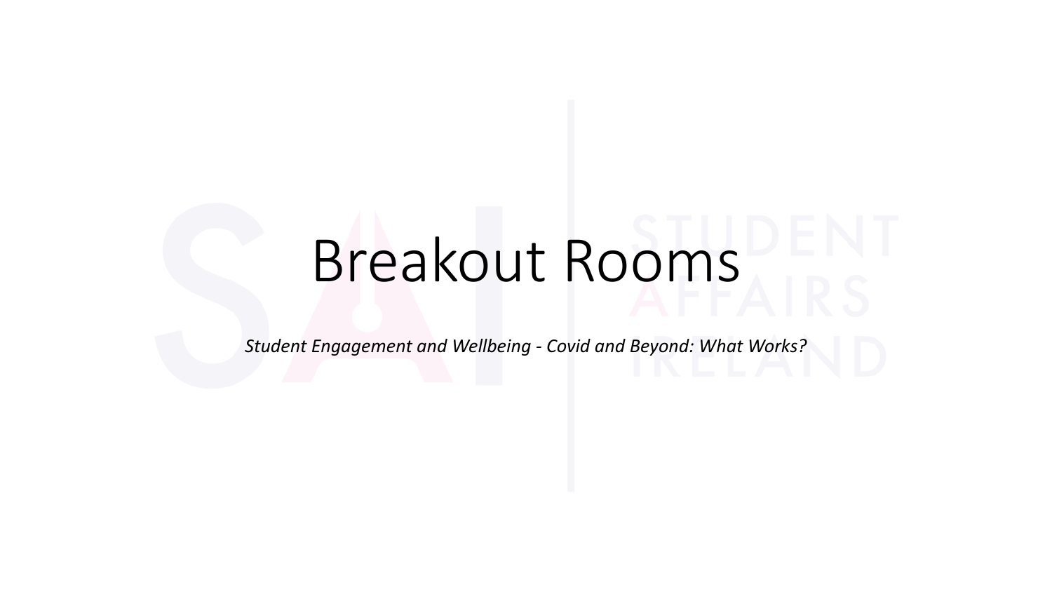# Breakout Rooms

*Student Engagement and Wellbeing - Covid and Beyond: What Works?*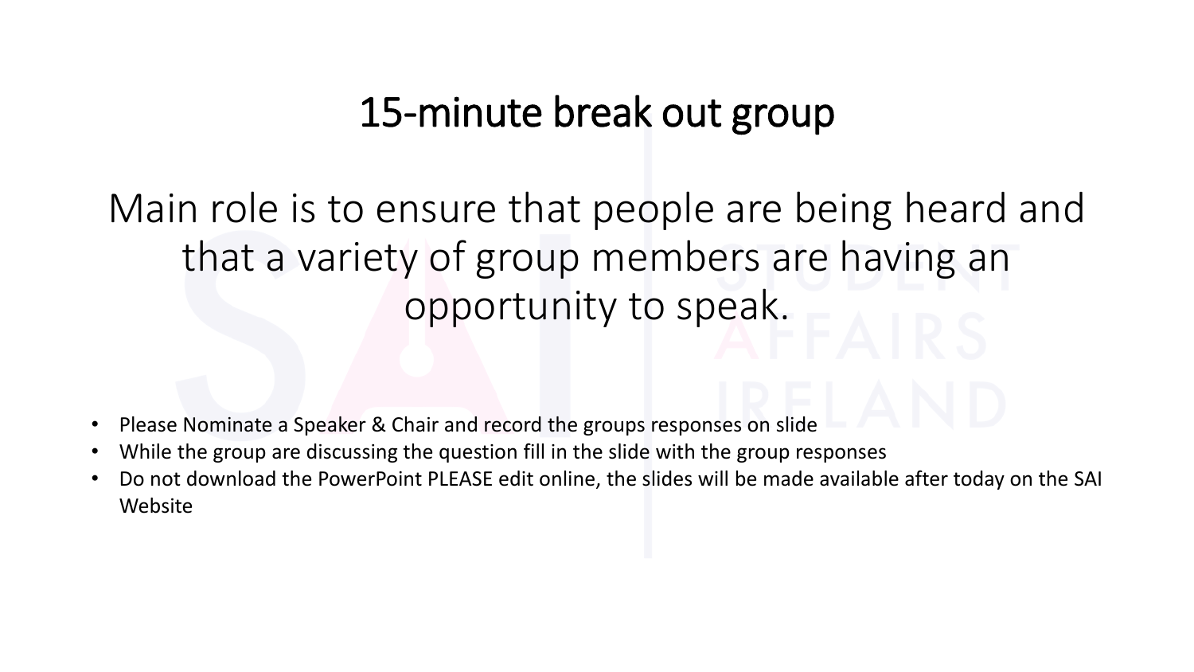# 15-minute break out group

Main role is to ensure that people are being heard and that a variety of group members are having an opportunity to speak.

- Please Nominate a Speaker & Chair and record the groups responses on slide
- While the group are discussing the question fill in the slide with the group responses
- Do not download the PowerPoint PLEASE edit online, the slides will be made available after today on the SAI Website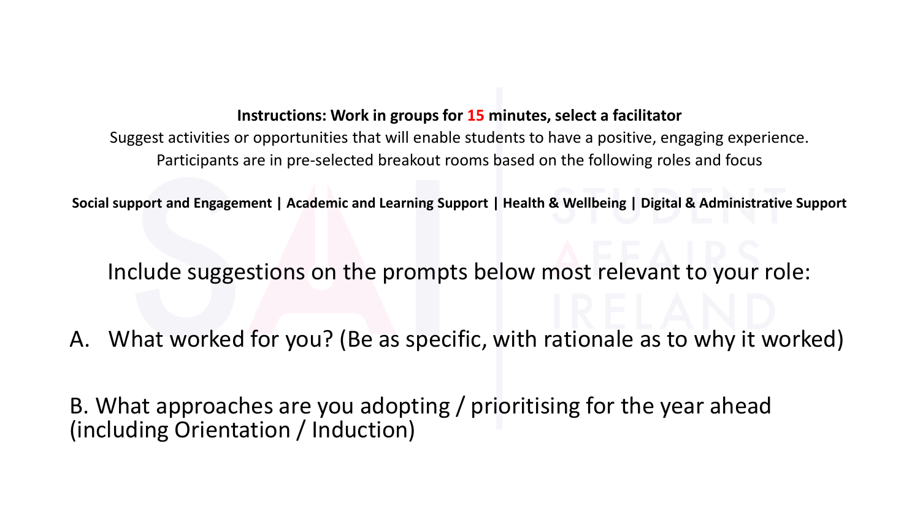**Instructions: Work in groups for 15 minutes, select a facilitator**

Suggest activities or opportunities that will enable students to have a positive, engaging experience.

Participants are in pre-selected breakout rooms based on the following roles and focus

**Social support and Engagement | Academic and Learning Support | Health & Wellbeing | Digital & Administrative Support**

Include suggestions on the prompts below most relevant to your role:

A. What worked for you? (Be as specific, with rationale as to why it worked)

B. What approaches are you adopting / prioritising for the year ahead (including Orientation / Induction)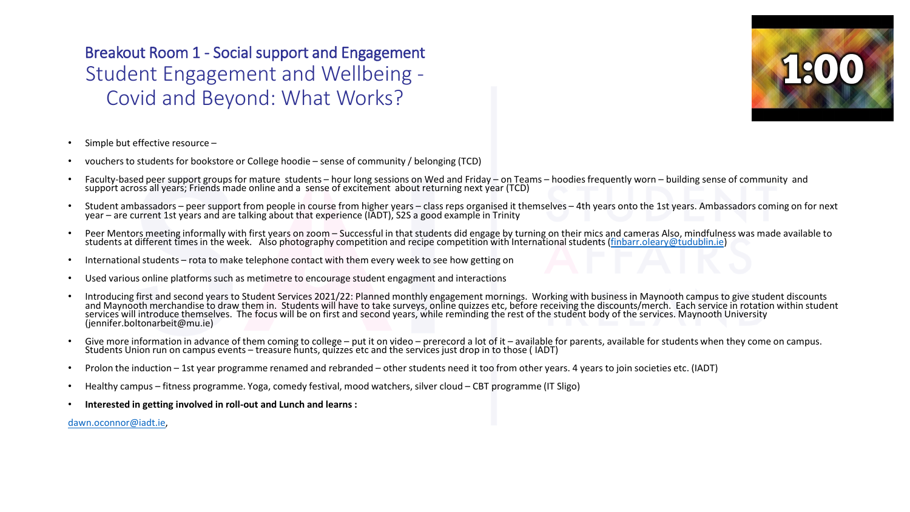## Breakout Room 1 - Social support and Engagement

# Student Engagement and Wellbeing - Covid and Beyond: What Works?

1:00

- Simple but effective resource –
- vouchers to students for bookstore or College hoodie – sense of community / belonging (TCD)
- Faculty-based peer support groups for mature students – hour long sessions on Wed and Friday – on Teams – hoodies frequently worn – building sense of community and support across all years; Friends made online and a sense of excitement about returning next year (TCD)
- Student ambassadors – peer support from people in course from higher years – class reps organised it themselves – 4th years onto the 1st years. Ambassadors coming on for next year – are current 1st years and are talking about that experience (IADT), S2S a good example in Trinity
- Peer Mentors meeting informally with first years on zoom – Successful in that students did engage by turning on their mics and cameras Also, mindfulness was made available to students at different times in the week. Also photography competition and recipe competition with International students (finbarr.oleary@tudublin.ie)
- International students – rota to make telephone contact with them every week to see how getting on
- Used various online platforms such as metimetre to encourage student engagment and interactions
- Introducing first and second years to Student Services 2021/22: Planned monthly engagement mornings. Working with business in Maynooth campus to give student discounts and Maynooth merchandise to draw them in. Students will have to take surveys, online quizzes etc, before receiving the discounts/merch. Each service in rotation within student services will introduce themselves. The focus will be on first and second years, while reminding the rest of the student body of the services. Maynooth University (jennifer.boltonarbeit@mu.ie)
- Give more information in advance of them coming to college – put it on video – prerecord a lot of it – available for parents, available for students when they come on campus. Students Union run on campus events – treasure hunts, quizzes etc and the services just drop in to those ( IADT)
- Prolon the induction – 1st year programme renamed and rebranded – other students need it too from other years. 4 years to join societies etc. (IADT)
- Healthy campus – fitness programme. Yoga, comedy festival, mood watchers, silver cloud – CBT programme (IT Sligo)
- **Interested in getting involved in roll-out and Lunch and learns :**

dawn.oconnor@iadt.ie,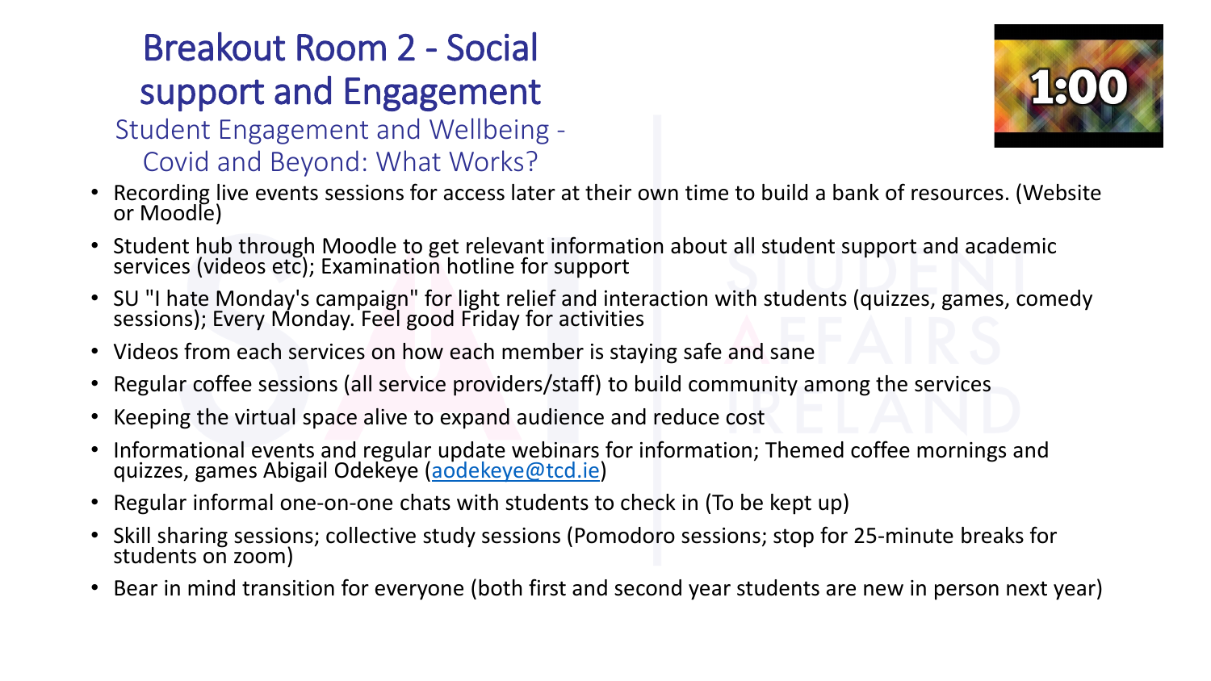# Breakout Room 2 - Social support and Engagement

## Student Engagement and Wellbeing - Covid and Beyond: What Works?

- Recording live events sessions for access later at their own time to build a bank of resources. (Website or Moodle)
- Student hub through Moodle to get relevant information about all student support and academic services (videos etc); Examination hotline for support
- SU "I hate Monday's campaign" for light relief and interaction with students (quizzes, games, comedy sessions); Every Monday. Feel good Friday for activities
- Videos from each services on how each member is staying safe and sane
- Regular coffee sessions (all service providers/staff) to build community among the services
- Keeping the virtual space alive to expand audience and reduce cost
- Informational events and regular update webinars for information; Themed coffee mornings and quizzes, games Abigail Odekeye (aodekeye@tcd.ie)
- Regular informal one-on-one chats with students to check in (To be kept up)
- Skill sharing sessions; collective study sessions (Pomodoro sessions; stop for 25-minute breaks for students on zoom)
- Bear in mind transition for everyone (both first and second year students are new in person next year)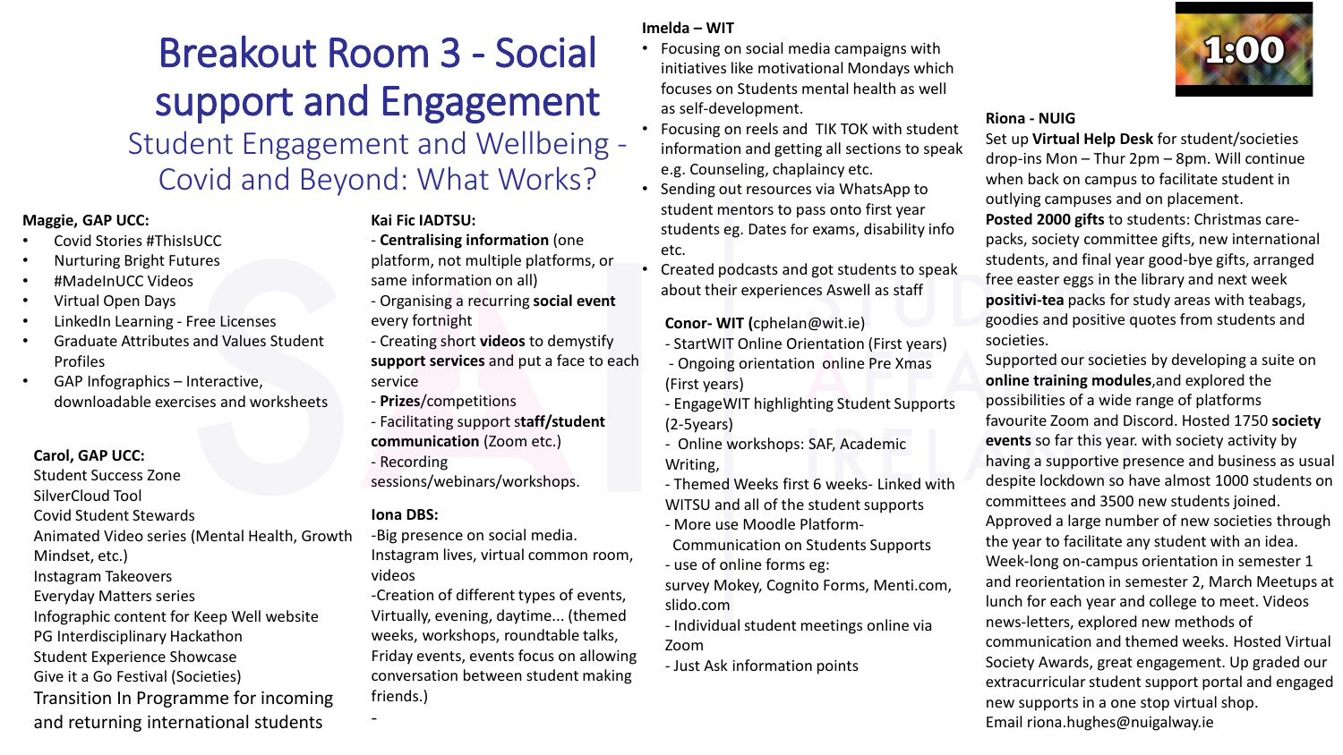# Breakout Room 3 - Social support and Engagement

## Student Engagement and Wellbeing - Covid and Beyond: What Works?

**Maggie, GAP UCC:**

- Covid Stories #ThisIsUCC
- Nurturing Bright Futures
- #MadeInUCC Videos
- Virtual Open Days
- LinkedIn Learning - Free Licenses
- Graduate Attributes and Values Student Profiles
- GAP Infographics – Interactive, downloadable exercises and worksheets

**Carol, GAP UCC:**

Student Success Zone
SilverCloud Tool
Covid Student Stewards
Animated Video series (Mental Health, Growth Mindset, etc.)
Instagram Takeovers
Everyday Matters series
Infographic content for Keep Well website
PG Interdisciplinary Hackathon
Student Experience Showcase
Give it a Go Festival (Societies)
Transition In Programme for incoming and returning international students

**Kai Fic IADTSU:**

- **Centralising information** (one platform, not multiple platforms, or same information on all)
- Organising a recurring **social event** every fortnight
- Creating short **videos** to demystify **support services** and put a face to each service
- **Prizes**/competitions
- Facilitating support **staff/student communication** (Zoom etc.)
- Recording sessions/webinars/workshops.

**Iona DBS:**

-Big presence on social media. Instagram lives, virtual common room, videos
-Creation of different types of events, Virtually, evening, daytime... (themed weeks, workshops, roundtable talks, Friday events, events focus on allowing conversation between student making friends.)
-

**Imelda – WIT**

- Focusing on social media campaigns with initiatives like motivational Mondays which focuses on Students mental health as well as self-development.
- Focusing on reels and TIK TOK with student information and getting all sections to speak e.g. Counseling, chaplaincy etc.
- Sending out resources via WhatsApp to student mentors to pass onto first year students eg. Dates for exams, disability info etc.
- Created podcasts and got students to speak about their experiences Aswell as staff

**Conor- WIT (**cphelan@wit.ie)

- StartWIT Online Orientation (First years)
- Ongoing orientation online Pre Xmas (First years)
- EngageWIT highlighting Student Supports (2-5years)
- Online workshops: SAF, Academic Writing,
- Themed Weeks first 6 weeks- Linked with WITSU and all of the student supports
- More use Moodle Platform- Communication on Students Supports
- use of online forms eg: survey Mokey, Cognito Forms, Menti.com, slido.com
- Individual student meetings online via Zoom
- Just Ask information points

**Riona - NUIG**

Set up **Virtual Help Desk** for student/societies drop-ins Mon – Thur 2pm – 8pm. Will continue when back on campus to facilitate student in outlying campuses and on placement.
**Posted 2000 gifts** to students: Christmas care-packs, society committee gifts, new international students, and final year good-bye gifts, arranged free easter eggs in the library and next week **positivi-tea** packs for study areas with teabags, goodies and positive quotes from students and societies.
Supported our societies by developing a suite on **online training modules**,and explored the possibilities of a wide range of platforms favourite Zoom and Discord. Hosted 1750 **society events** so far this year. with society activity by having a supportive presence and business as usual despite lockdown so have almost 1000 students on committees and 3500 new students joined.
Approved a large number of new societies through the year to facilitate any student with an idea.
Week-long on-campus orientation in semester 1 and reorientation in semester 2, March Meetups at lunch for each year and college to meet. Videos news-letters, explored new methods of communication and themed weeks. Hosted Virtual Society Awards, great engagement. Up graded our extracurricular student support portal and engaged new supports in a one stop virtual shop.
Email riona.hughes@nuigalway.ie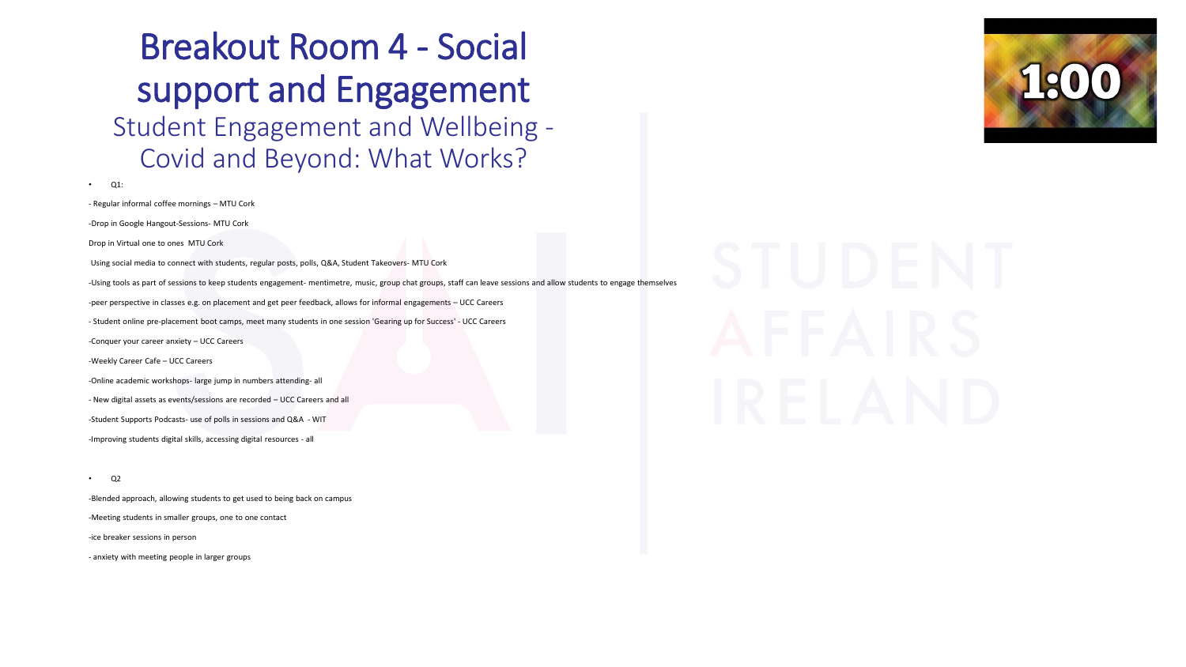# Breakout Room 4 - Social support and Engagement

## Student Engagement and Wellbeing - Covid and Beyond: What Works?

- Q1:

- Regular informal coffee mornings – MTU Cork

-Drop in Google Hangout-Sessions- MTU Cork

Drop in Virtual one to ones MTU Cork

Using social media to connect with students, regular posts, polls, Q&A, Student Takeovers- MTU Cork

-Using tools as part of sessions to keep students engagement- mentimetre, music, group chat groups, staff can leave sessions and allow students to engage themselves

-peer perspective in classes e.g. on placement and get peer feedback, allows for informal engagements – UCC Careers

- Student online pre-placement boot camps, meet many students in one session 'Gearing up for Success' - UCC Careers

-Conquer your career anxiety – UCC Careers

-Weekly Career Cafe – UCC Careers

-Online academic workshops- large jump in numbers attending- all

- New digital assets as events/sessions are recorded – UCC Careers and all

-Student Supports Podcasts- use of polls in sessions and Q&A - WIT

-Improving students digital skills, accessing digital resources - all

- Q2

-Blended approach, allowing students to get used to being back on campus

-Meeting students in smaller groups, one to one contact

-ice breaker sessions in person

- anxiety with meeting people in larger groups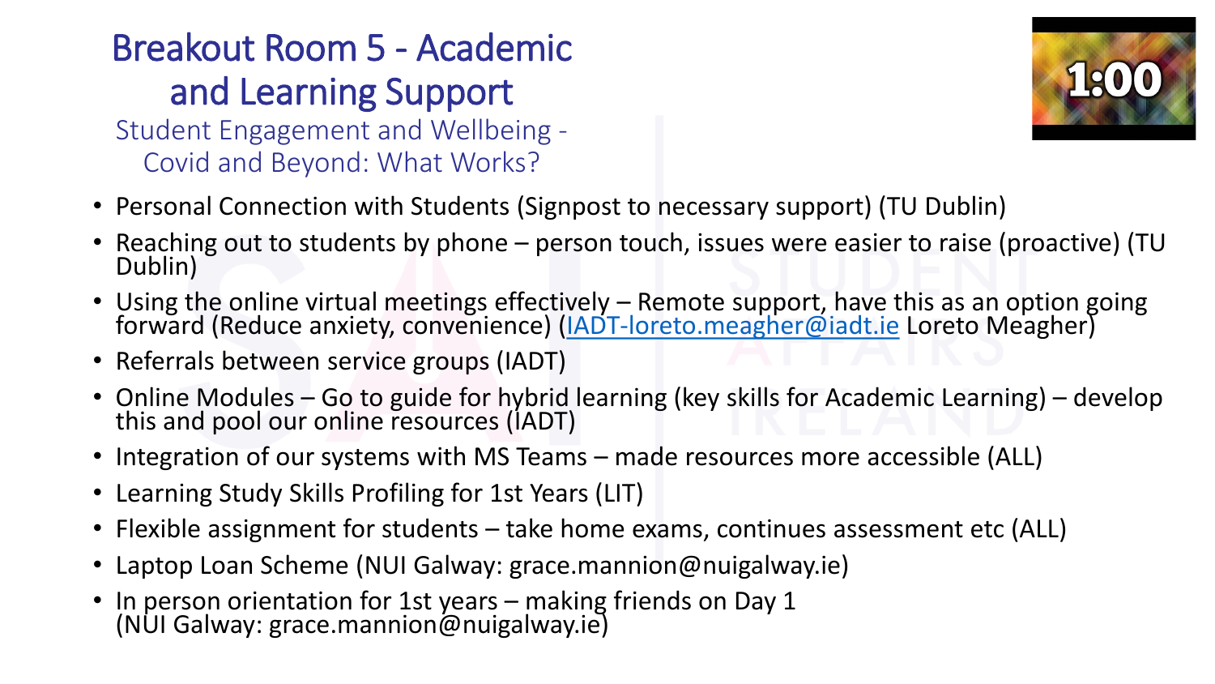# Breakout Room 5 - Academic and Learning Support

## Student Engagement and Wellbeing - Covid and Beyond: What Works?

1:00

- Personal Connection with Students (Signpost to necessary support) (TU Dublin)
- Reaching out to students by phone – person touch, issues were easier to raise (proactive) (TU Dublin)
- Using the online virtual meetings effectively – Remote support, have this as an option going forward (Reduce anxiety, convenience) (IADT-loreto.meagher@iadt.ie Loreto Meagher)
- Referrals between service groups (IADT)
- Online Modules – Go to guide for hybrid learning (key skills for Academic Learning) – develop this and pool our online resources (IADT)
- Integration of our systems with MS Teams – made resources more accessible (ALL)
- Learning Study Skills Profiling for 1st Years (LIT)
- Flexible assignment for students – take home exams, continues assessment etc (ALL)
- Laptop Loan Scheme (NUI Galway: grace.mannion@nuigalway.ie)
- In person orientation for 1st years – making friends on Day 1 (NUI Galway: grace.mannion@nuigalway.ie)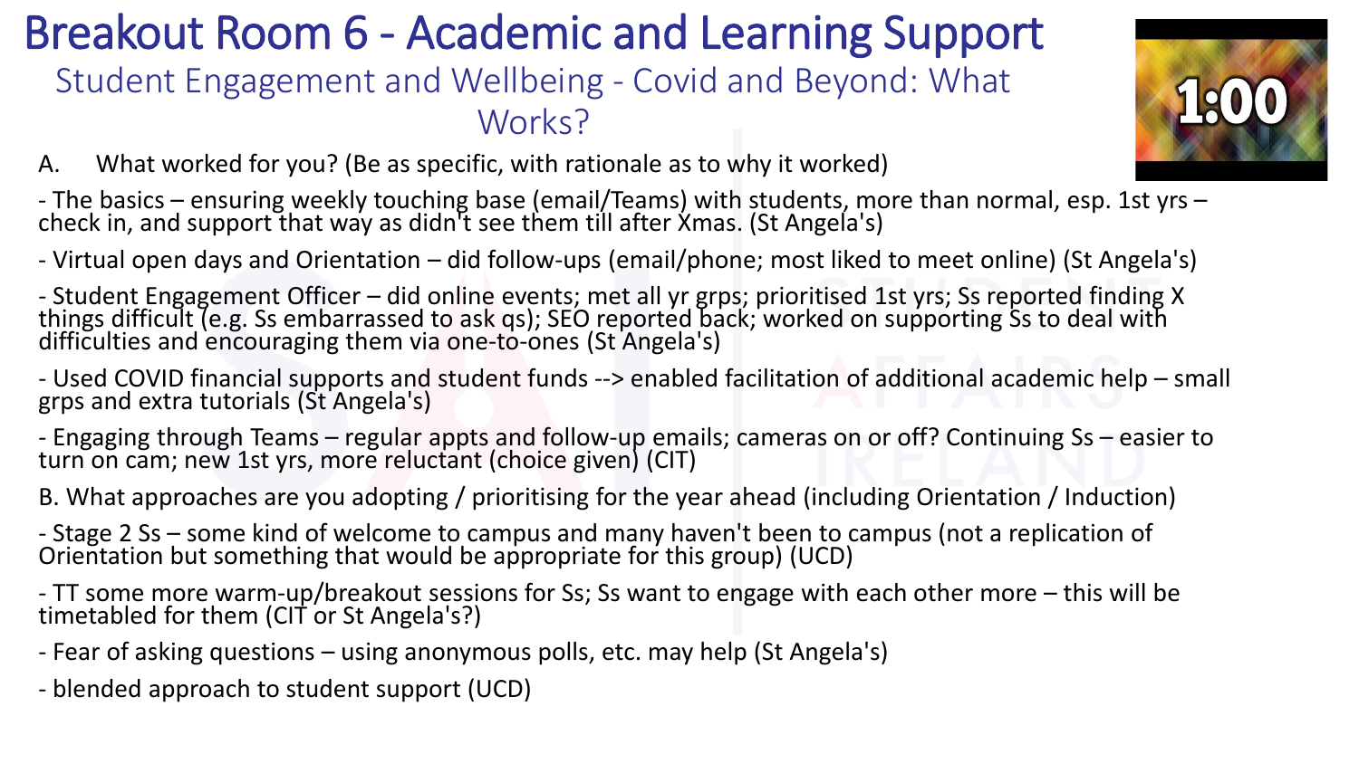# Breakout Room 6 - Academic and Learning Support

## Student Engagement and Wellbeing - Covid and Beyond: What Works?

A. What worked for you? (Be as specific, with rationale as to why it worked)

- The basics – ensuring weekly touching base (email/Teams) with students, more than normal, esp. 1st yrs – check in, and support that way as didn't see them till after Xmas. (St Angela's)
- Virtual open days and Orientation – did follow-ups (email/phone; most liked to meet online) (St Angela's)
- Student Engagement Officer – did online events; met all yr grps; prioritised 1st yrs; Ss reported finding X things difficult (e.g. Ss embarrassed to ask qs); SEO reported back; worked on supporting Ss to deal with difficulties and encouraging them via one-to-ones (St Angela's)
- Used COVID financial supports and student funds --> enabled facilitation of additional academic help – small grps and extra tutorials (St Angela's)
- Engaging through Teams – regular appts and follow-up emails; cameras on or off? Continuing Ss – easier to turn on cam; new 1st yrs, more reluctant (choice given) (CIT)

B. What approaches are you adopting / prioritising for the year ahead (including Orientation / Induction)

- Stage 2 Ss – some kind of welcome to campus and many haven't been to campus (not a replication of Orientation but something that would be appropriate for this group) (UCD)
- TT some more warm-up/breakout sessions for Ss; Ss want to engage with each other more – this will be timetabled for them (CIT or St Angela's?)
- Fear of asking questions – using anonymous polls, etc. may help (St Angela's)
- blended approach to student support (UCD)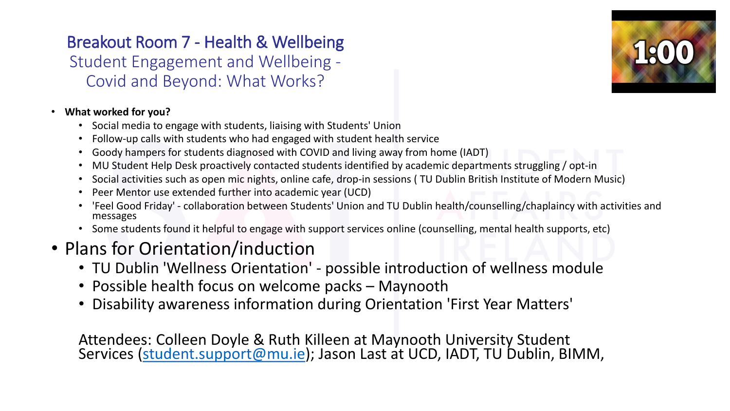# Breakout Room 7 - Health & Wellbeing

## Student Engagement and Wellbeing - Covid and Beyond: What Works?

1:00

- **What worked for you?**
  - Social media to engage with students, liaising with Students' Union
  - Follow-up calls with students who had engaged with student health service
  - Goody hampers for students diagnosed with COVID and living away from home (IADT)
  - MU Student Help Desk proactively contacted students identified by academic departments struggling / opt-in
  - Social activities such as open mic nights, online cafe, drop-in sessions ( TU Dublin British Institute of Modern Music)
  - Peer Mentor use extended further into academic year (UCD)
  - 'Feel Good Friday' - collaboration between Students' Union and TU Dublin health/counselling/chaplaincy with activities and messages
  - Some students found it helpful to engage with support services online (counselling, mental health supports, etc)
- Plans for Orientation/induction
  - TU Dublin 'Wellness Orientation' - possible introduction of wellness module
  - Possible health focus on welcome packs – Maynooth
  - Disability awareness information during Orientation 'First Year Matters'

Attendees: Colleen Doyle & Ruth Killeen at Maynooth University Student Services (student.support@mu.ie); Jason Last at UCD, IADT, TU Dublin, BIMM,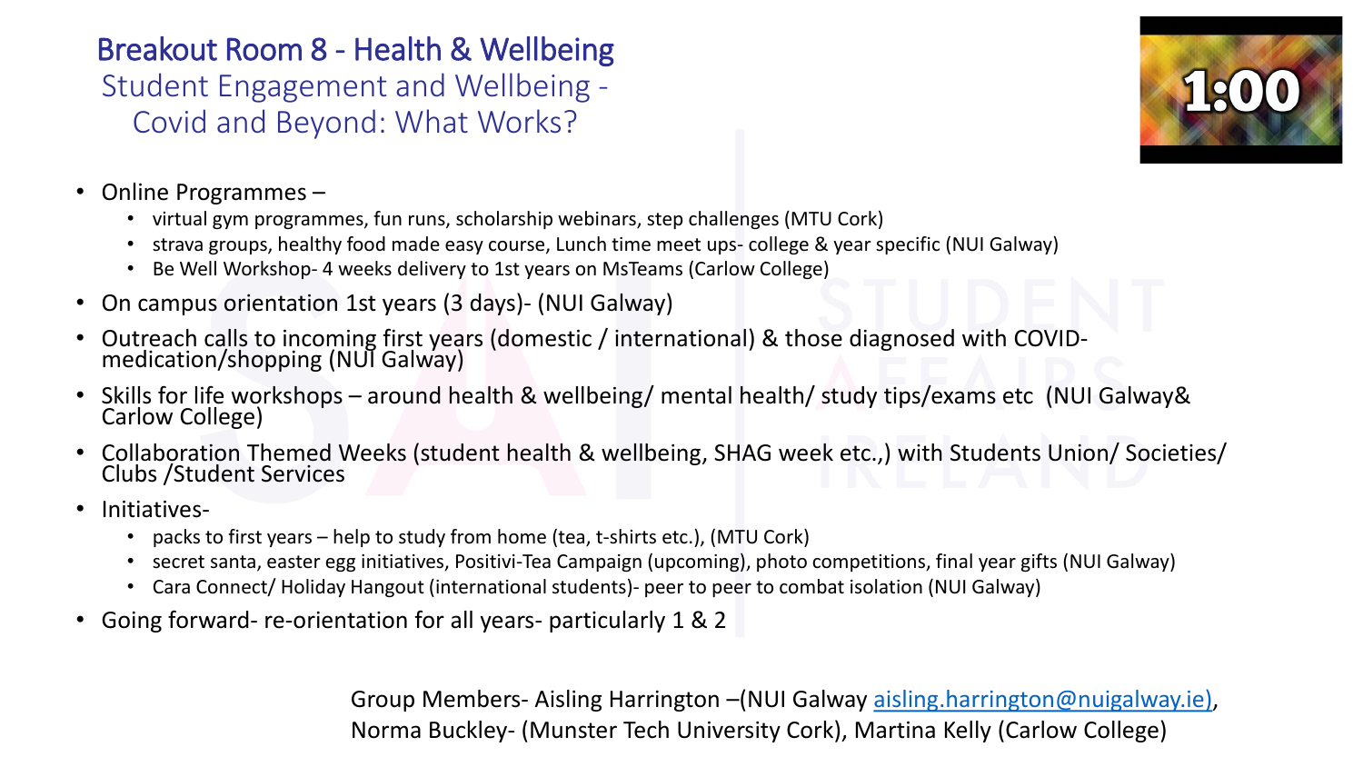# Breakout Room 8 - Health & Wellbeing

## Student Engagement and Wellbeing - Covid and Beyond: What Works?

1:00

- Online Programmes –
  - virtual gym programmes, fun runs, scholarship webinars, step challenges (MTU Cork)
  - strava groups, healthy food made easy course, Lunch time meet ups- college & year specific (NUI Galway)
  - Be Well Workshop- 4 weeks delivery to 1st years on MsTeams (Carlow College)
- On campus orientation 1st years (3 days)- (NUI Galway)
- Outreach calls to incoming first years (domestic / international) & those diagnosed with COVID- medication/shopping (NUI Galway)
- Skills for life workshops – around health & wellbeing/ mental health/ study tips/exams etc (NUI Galway& Carlow College)
- Collaboration Themed Weeks (student health & wellbeing, SHAG week etc.,) with Students Union/ Societies/ Clubs /Student Services
- Initiatives-
  - packs to first years – help to study from home (tea, t-shirts etc.), (MTU Cork)
  - secret santa, easter egg initiatives, Positivi-Tea Campaign (upcoming), photo competitions, final year gifts (NUI Galway)
  - Cara Connect/ Holiday Hangout (international students)- peer to peer to combat isolation (NUI Galway)
- Going forward- re-orientation for all years- particularly 1 & 2

Group Members- Aisling Harrington –(NUI Galway aisling.harrington@nuigalway.ie), Norma Buckley- (Munster Tech University Cork), Martina Kelly (Carlow College)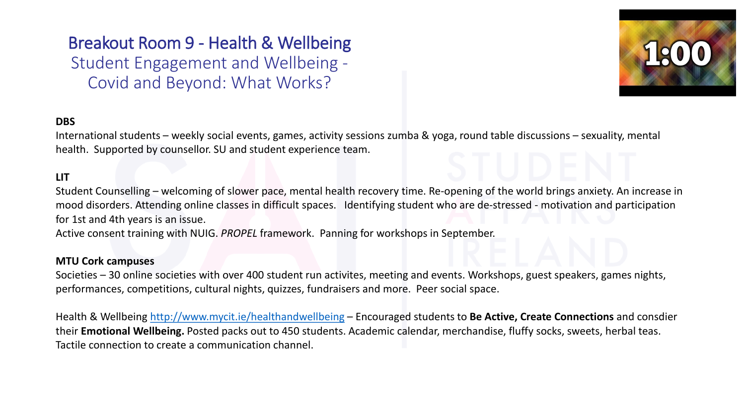# Breakout Room 9 - Health & Wellbeing

## Student Engagement and Wellbeing - Covid and Beyond: What Works?

1:00

**DBS**

International students – weekly social events, games, activity sessions zumba & yoga, round table discussions – sexuality, mental health. Supported by counsellor. SU and student experience team.

**LIT**

Student Counselling – welcoming of slower pace, mental health recovery time. Re-opening of the world brings anxiety. An increase in mood disorders. Attending online classes in difficult spaces. Identifying student who are de-stressed - motivation and participation for 1st and 4th years is an issue.

Active consent training with NUIG. *PROPEL* framework. Panning for workshops in September.

**MTU Cork campuses**

Societies – 30 online societies with over 400 student run activites, meeting and events. Workshops, guest speakers, games nights, performances, competitions, cultural nights, quizzes, fundraisers and more. Peer social space.

Health & Wellbeing http://www.mycit.ie/healthandwellbeing – Encouraged students to **Be Active, Create Connections** and consdier their **Emotional Wellbeing.** Posted packs out to 450 students. Academic calendar, merchandise, fluffy socks, sweets, herbal teas. Tactile connection to create a communication channel.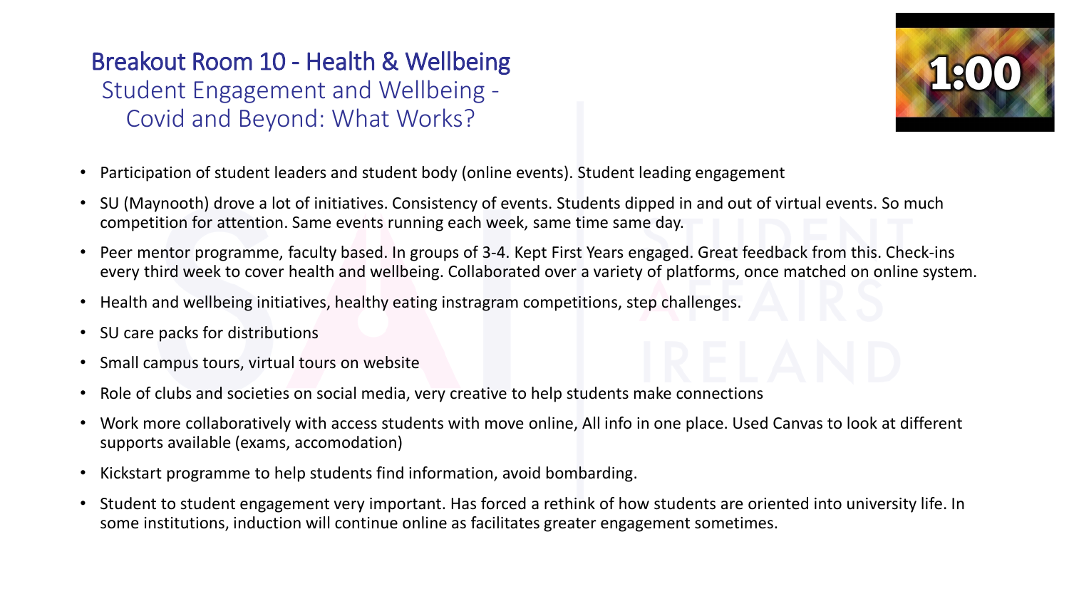## Breakout Room 10 - Health & Wellbeing

### Student Engagement and Wellbeing - Covid and Beyond: What Works?

1:00

- Participation of student leaders and student body (online events). Student leading engagement
- SU (Maynooth) drove a lot of initiatives. Consistency of events. Students dipped in and out of virtual events. So much competition for attention. Same events running each week, same time same day.
- Peer mentor programme, faculty based. In groups of 3-4. Kept First Years engaged. Great feedback from this. Check-ins every third week to cover health and wellbeing. Collaborated over a variety of platforms, once matched on online system.
- Health and wellbeing initiatives, healthy eating instragram competitions, step challenges.
- SU care packs for distributions
- Small campus tours, virtual tours on website
- Role of clubs and societies on social media, very creative to help students make connections
- Work more collaboratively with access students with move online, All info in one place. Used Canvas to look at different supports available (exams, accomodation)
- Kickstart programme to help students find information, avoid bombarding.
- Student to student engagement very important. Has forced a rethink of how students are oriented into university life. In some institutions, induction will continue online as facilitates greater engagement sometimes.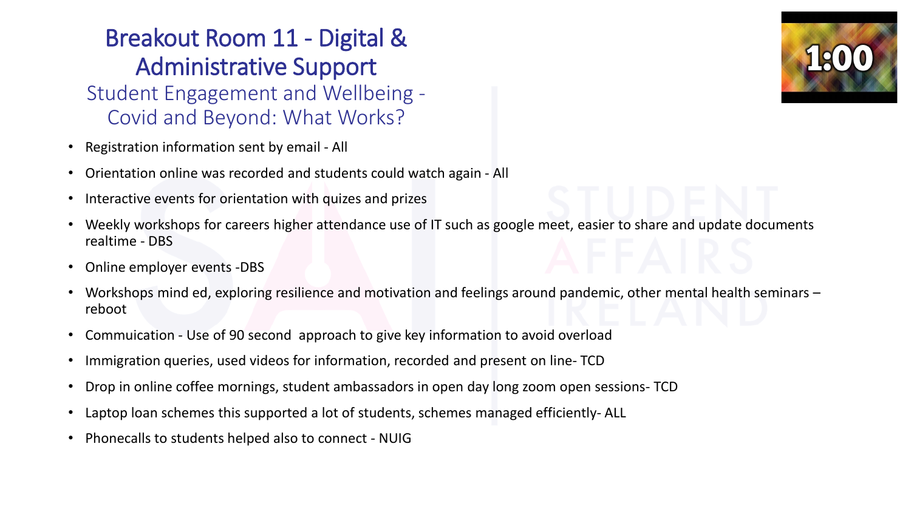# Breakout Room 11 - Digital & Administrative Support

## Student Engagement and Wellbeing - Covid and Beyond: What Works?

1:00

- Registration information sent by email - All
- Orientation online was recorded and students could watch again - All
- Interactive events for orientation with quizes and prizes
- Weekly workshops for careers higher attendance use of IT such as google meet, easier to share and update documents realtime - DBS
- Online employer events -DBS
- Workshops mind ed, exploring resilience and motivation and feelings around pandemic, other mental health seminars – reboot
- Commuication - Use of 90 second approach to give key information to avoid overload
- Immigration queries, used videos for information, recorded and present on line- TCD
- Drop in online coffee mornings, student ambassadors in open day long zoom open sessions- TCD
- Laptop loan schemes this supported a lot of students, schemes managed efficiently- ALL
- Phonecalls to students helped also to connect - NUIG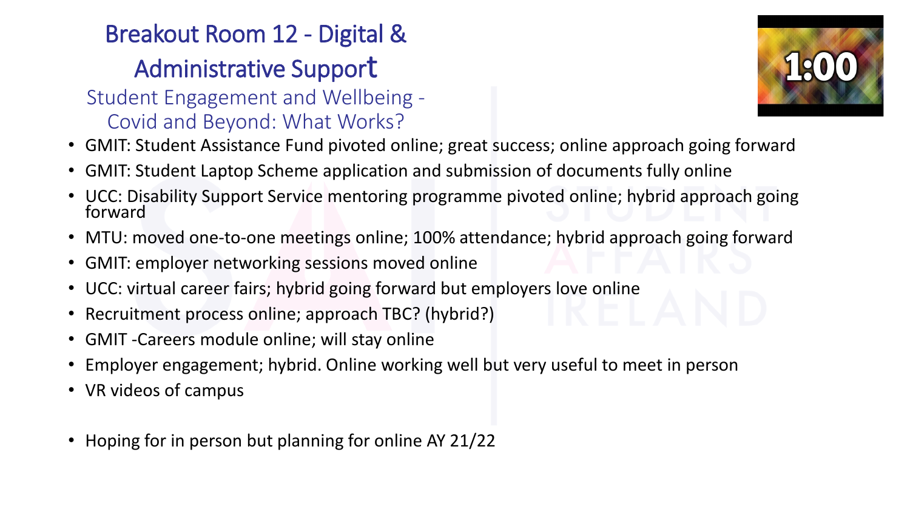# Breakout Room 12 - Digital & Administrative Support

## Student Engagement and Wellbeing - Covid and Beyond: What Works?

1:00

- GMIT: Student Assistance Fund pivoted online; great success; online approach going forward
- GMIT: Student Laptop Scheme application and submission of documents fully online
- UCC: Disability Support Service mentoring programme pivoted online; hybrid approach going forward
- MTU: moved one-to-one meetings online; 100% attendance; hybrid approach going forward
- GMIT: employer networking sessions moved online
- UCC: virtual career fairs; hybrid going forward but employers love online
- Recruitment process online; approach TBC? (hybrid?)
- GMIT -Careers module online; will stay online
- Employer engagement; hybrid. Online working well but very useful to meet in person
- VR videos of campus
- Hoping for in person but planning for online AY 21/22